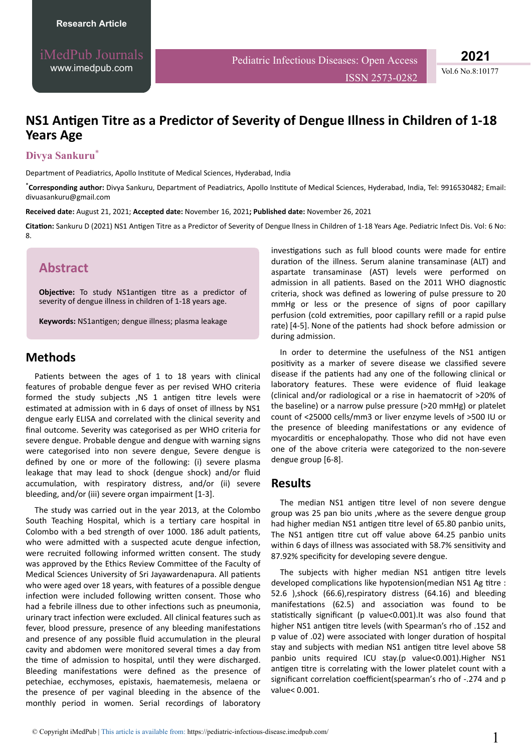Research Article

iMedPub Journals
www.imedpub.com

Pediatric Infectious Diseases: Open Access
ISSN 2573-0282

2021
Vol.6 No.8:10177

# NS1 Antigen Titre as a Predictor of Severity of Dengue Illness in Children of 1-18 Years Age

**Divya Sankuru***

Department of Peadiatrics, Apollo Institute of Medical Sciences, Hyderabad, India

***Corresponding author:** Divya Sankuru, Department of Peadiatrics, Apollo Institute of Medical Sciences, Hyderabad, India, Tel: 9916530482; Email: divuasankuru@gmail.com

**Received date:** August 21, 2021; **Accepted date:** November 16, 2021**; Published date:** November 26, 2021

**Citation:** Sankuru D (2021) NS1 Antigen Titre as a Predictor of Severity of Dengue llness in Children of 1-18 Years Age. Pediatric Infect Dis. Vol: 6 No: 8.

## Abstract

**Objective:** To study NS1antigen titre as a predictor of severity of dengue illness in children of 1-18 years age.

**Keywords:** NS1antigen; dengue illness; plasma leakage

## Methods

Patients between the ages of 1 to 18 years with clinical features of probable dengue fever as per revised WHO criteria formed the study subjects ,NS 1 antigen titre levels were estimated at admission with in 6 days of onset of illness by NS1 dengue early ELISA and correlated with the clinical severity and final outcome. Severity was categorised as per WHO criteria for severe dengue. Probable dengue and dengue with warning signs were categorised into non severe dengue, Severe dengue is defined by one or more of the following: (i) severe plasma leakage that may lead to shock (dengue shock) and/or fluid accumulation, with respiratory distress, and/or (ii) severe bleeding, and/or (iii) severe organ impairment [1-3].

The study was carried out in the year 2013, at the Colombo South Teaching Hospital, which is a tertiary care hospital in Colombo with a bed strength of over 1000. 186 adult patients, who were admitted with a suspected acute dengue infection, were recruited following informed written consent. The study was approved by the Ethics Review Committee of the Faculty of Medical Sciences University of Sri Jayawardenapura. All patients who were aged over 18 years, with features of a possible dengue infection were included following written consent. Those who had a febrile illness due to other infections such as pneumonia, urinary tract infection were excluded. All clinical features such as fever, blood pressure, presence of any bleeding manifestations and presence of any possible fluid accumulation in the pleural cavity and abdomen were monitored several times a day from the time of admission to hospital, until they were discharged. Bleeding manifestations were defined as the presence of petechiae, ecchymoses, epistaxis, haematemesis, melaena or the presence of per vaginal bleeding in the absence of the monthly period in women. Serial recordings of laboratory investigations such as full blood counts were made for entire duration of the illness. Serum alanine transaminase (ALT) and aspartate transaminase (AST) levels were performed on admission in all patients. Based on the 2011 WHO diagnostic criteria, shock was defined as lowering of pulse pressure to 20 mmHg or less or the presence of signs of poor capillary perfusion (cold extremities, poor capillary refill or a rapid pulse rate) [4-5]. None of the patients had shock before admission or during admission.

In order to determine the usefulness of the NS1 antigen positivity as a marker of severe disease we classified severe disease if the patients had any one of the following clinical or laboratory features. These were evidence of fluid leakage (clinical and/or radiological or a rise in haematocrit of >20% of the baseline) or a narrow pulse pressure (>20 mmHg) or platelet count of <25000 cells/mm3 or liver enzyme levels of >500 IU or the presence of bleeding manifestations or any evidence of myocarditis or encephalopathy. Those who did not have even one of the above criteria were categorized to the non-severe dengue group [6-8].

## Results

The median NS1 antigen titre level of non severe dengue group was 25 pan bio units ,where as the severe dengue group had higher median NS1 antigen titre level of 65.80 panbio units, The NS1 antigen titre cut off value above 64.25 panbio units within 6 days of illness was associated with 58.7% sensitivity and 87.92% specificity for developing severe dengue.

The subjects with higher median NS1 antigen titre levels developed complications like hypotension(median NS1 Ag titre : 52.6 ),shock (66.6),respiratory distress (64.16) and bleeding manifestations (62.5) and association was found to be statistically significant (p value<0.001).It was also found that higher NS1 antigen titre levels (with Spearman's rho of .152 and p value of .02) were associated with longer duration of hospital stay and subjects with median NS1 antigen titre level above 58 panbio units required ICU stay.(p value<0.001).Higher NS1 antigen titre is correlating with the lower platelet count with a significant correlation coefficient(spearman's rho of -.274 and p value< 0.001.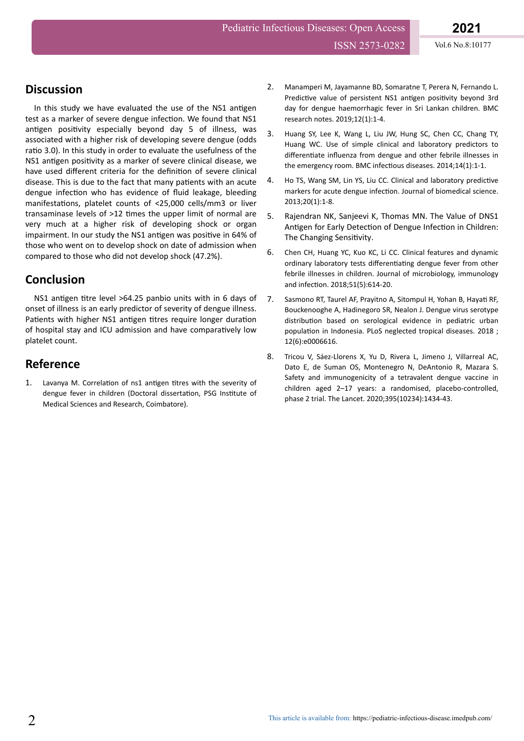## Discussion

In this study we have evaluated the use of the NS1 antigen test as a marker of severe dengue infection. We found that NS1 antigen positivity especially beyond day 5 of illness, was associated with a higher risk of developing severe dengue (odds ratio 3.0). In this study in order to evaluate the usefulness of the NS1 antigen positivity as a marker of severe clinical disease, we have used different criteria for the definition of severe clinical disease. This is due to the fact that many patients with an acute dengue infection who has evidence of fluid leakage, bleeding manifestations, platelet counts of <25,000 cells/mm3 or liver transaminase levels of >12 times the upper limit of normal are very much at a higher risk of developing shock or organ impairment. In our study the NS1 antigen was positive in 64% of those who went on to develop shock on date of admission when compared to those who did not develop shock (47.2%).

## Conclusion

NS1 antigen titre level >64.25 panbio units with in 6 days of onset of illness is an early predictor of severity of dengue illness. Patients with higher NS1 antigen titres require longer duration of hospital stay and ICU admission and have comparatively low platelet count.

## Reference

1. Lavanya M. Correlation of ns1 antigen titres with the severity of dengue fever in children (Doctoral dissertation, PSG Institute of Medical Sciences and Research, Coimbatore).
2. Manamperi M, Jayamanne BD, Somaratne T, Perera N, Fernando L. Predictive value of persistent NS1 antigen positivity beyond 3rd day for dengue haemorrhagic fever in Sri Lankan children. BMC research notes. 2019;12(1):1-4.
3. Huang SY, Lee K, Wang L, Liu JW, Hung SC, Chen CC, Chang TY, Huang WC. Use of simple clinical and laboratory predictors to differentiate influenza from dengue and other febrile illnesses in the emergency room. BMC infectious diseases. 2014;14(1):1-1.
4. Ho TS, Wang SM, Lin YS, Liu CC. Clinical and laboratory predictive markers for acute dengue infection. Journal of biomedical science. 2013;20(1):1-8.
5. Rajendran NK, Sanjeevi K, Thomas MN. The Value of DNS1 Antigen for Early Detection of Dengue Infection in Children: The Changing Sensitivity.
6. Chen CH, Huang YC, Kuo KC, Li CC. Clinical features and dynamic ordinary laboratory tests differentiating dengue fever from other febrile illnesses in children. Journal of microbiology, immunology and infection. 2018;51(5):614-20.
7. Sasmono RT, Taurel AF, Prayitno A, Sitompul H, Yohan B, Hayati RF, Bouckenooghe A, Hadinegoro SR, Nealon J. Dengue virus serotype distribution based on serological evidence in pediatric urban population in Indonesia. PLoS neglected tropical diseases. 2018 ; 12(6):e0006616.
8. Tricou V, Sáez-Llorens X, Yu D, Rivera L, Jimeno J, Villarreal AC, Dato E, de Suman OS, Montenegro N, DeAntonio R, Mazara S. Safety and immunogenicity of a tetravalent dengue vaccine in children aged 2–17 years: a randomised, placebo-controlled, phase 2 trial. The Lancet. 2020;395(10234):1434-43.